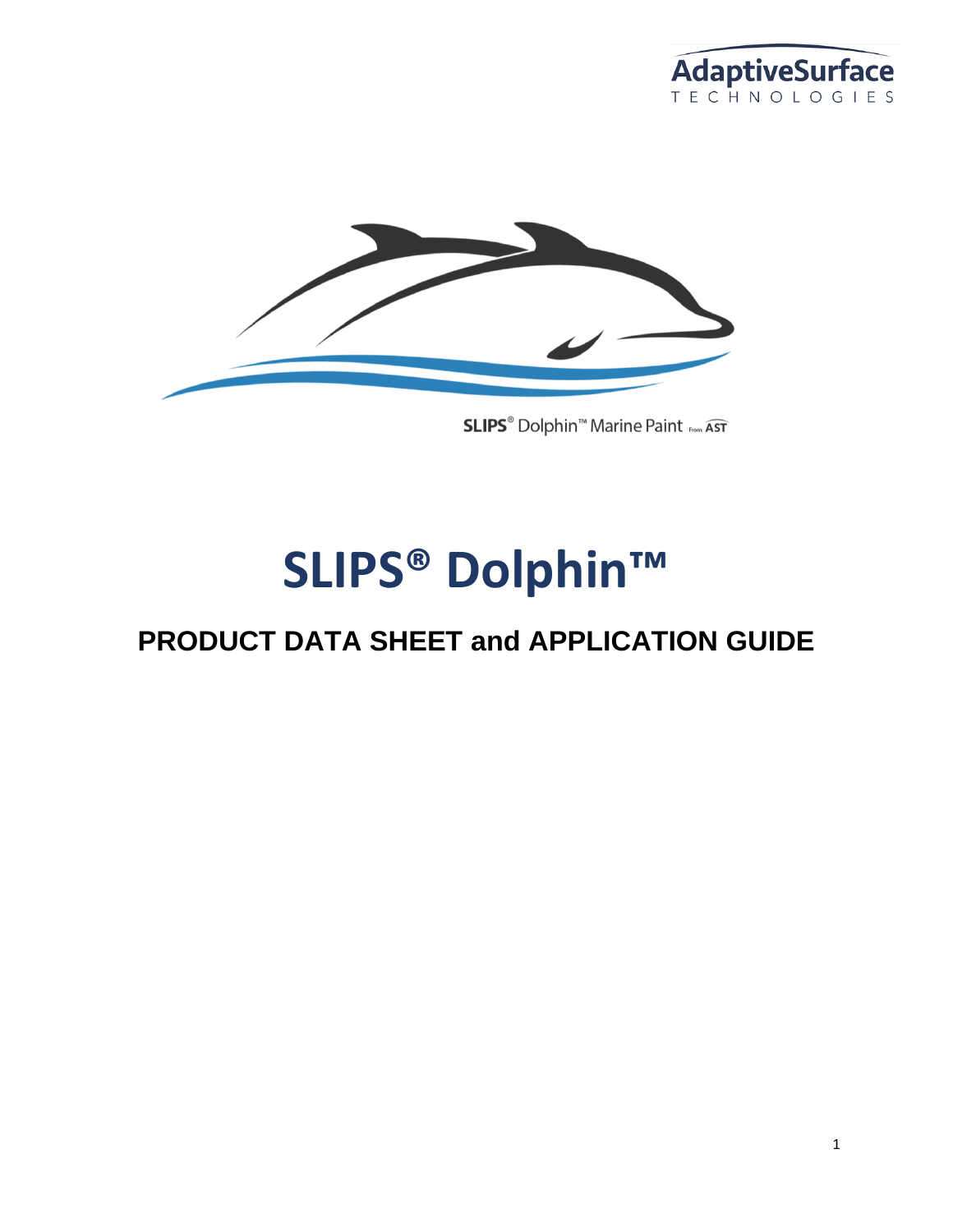AdaptiveSurface TECHNOLOGIES

SLIPS® Dolphin™ Marine Paint From AST

# SLIPS® Dolphin™

## PRODUCT DATA SHEET and APPLICATION GUIDE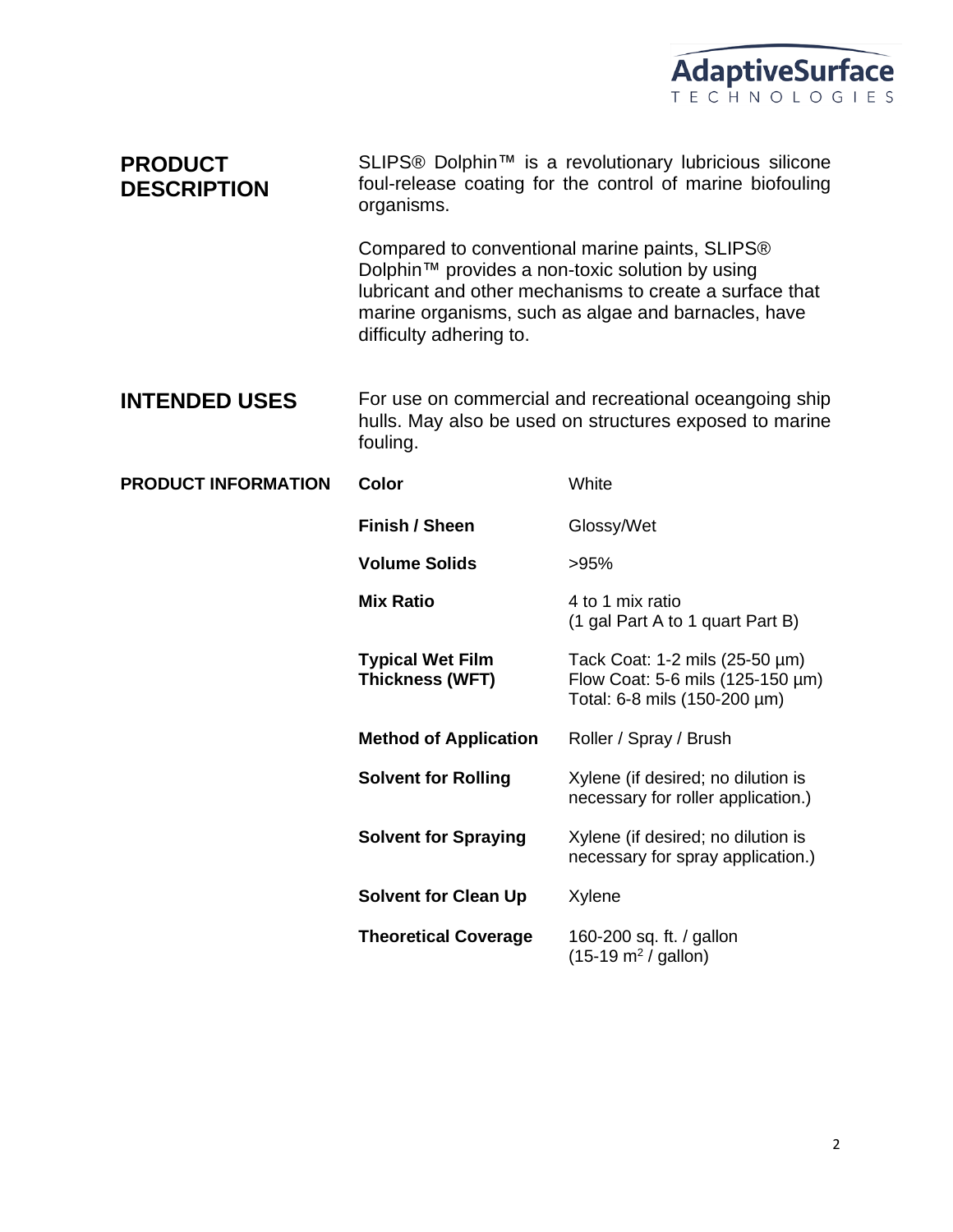## PRODUCT DESCRIPTION

SLIPS® Dolphin™ is a revolutionary lubricious silicone foul-release coating for the control of marine biofouling organisms.

Compared to conventional marine paints, SLIPS® Dolphin™ provides a non-toxic solution by using lubricant and other mechanisms to create a surface that marine organisms, such as algae and barnacles, have difficulty adhering to.

## INTENDED USES

For use on commercial and recreational oceangoing ship hulls. May also be used on structures exposed to marine fouling.

## PRODUCT INFORMATION

| | |
|---|---|
| **Color** | White |
| **Finish / Sheen** | Glossy/Wet |
| **Volume Solids** | >95% |
| **Mix Ratio** | 4 to 1 mix ratio<br>(1 gal Part A to 1 quart Part B) |
| **Typical Wet Film Thickness (WFT)** | Tack Coat: 1-2 mils (25-50 µm)<br>Flow Coat: 5-6 mils (125-150 µm)<br>Total: 6-8 mils (150-200 µm) |
| **Method of Application** | Roller / Spray / Brush |
| **Solvent for Rolling** | Xylene (if desired; no dilution is necessary for roller application.) |
| **Solvent for Spraying** | Xylene (if desired; no dilution is necessary for spray application.) |
| **Solvent for Clean Up** | Xylene |
| **Theoretical Coverage** | 160-200 sq. ft. / gallon<br>(15-19 $m^2$ / gallon) |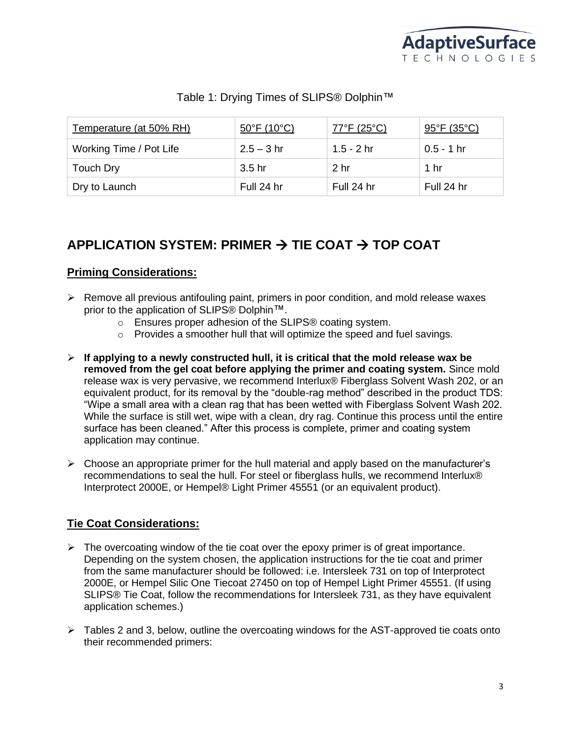Table 1: Drying Times of SLIPS® Dolphin™

| Temperature (at 50% RH) | 50°F (10°C) | 77°F (25°C) | 95°F (35°C) |
|---|---|---|---|
| Working Time / Pot Life | 2.5 – 3 hr | 1.5 - 2 hr | 0.5 - 1 hr |
| Touch Dry | 3.5 hr | 2 hr | 1 hr |
| Dry to Launch | Full 24 hr | Full 24 hr | Full 24 hr |

## APPLICATION SYSTEM: PRIMER → TIE COAT → TOP COAT

### Priming Considerations:

- Remove all previous antifouling paint, primers in poor condition, and mold release waxes prior to the application of SLIPS® Dolphin™.
  - Ensures proper adhesion of the SLIPS® coating system.
  - Provides a smoother hull that will optimize the speed and fuel savings.
- **If applying to a newly constructed hull, it is critical that the mold release wax be removed from the gel coat before applying the primer and coating system.** Since mold release wax is very pervasive, we recommend Interlux® Fiberglass Solvent Wash 202, or an equivalent product, for its removal by the "double-rag method" described in the product TDS: "Wipe a small area with a clean rag that has been wetted with Fiberglass Solvent Wash 202. While the surface is still wet, wipe with a clean, dry rag. Continue this process until the entire surface has been cleaned." After this process is complete, primer and coating system application may continue.
- Choose an appropriate primer for the hull material and apply based on the manufacturer's recommendations to seal the hull. For steel or fiberglass hulls, we recommend Interlux® Interprotect 2000E, or Hempel® Light Primer 45551 (or an equivalent product).

### Tie Coat Considerations:

- The overcoating window of the tie coat over the epoxy primer is of great importance. Depending on the system chosen, the application instructions for the tie coat and primer from the same manufacturer should be followed: i.e. Intersleek 731 on top of Interprotect 2000E, or Hempel Silic One Tiecoat 27450 on top of Hempel Light Primer 45551. (If using SLIPS® Tie Coat, follow the recommendations for Intersleek 731, as they have equivalent application schemes.)
- Tables 2 and 3, below, outline the overcoating windows for the AST-approved tie coats onto their recommended primers: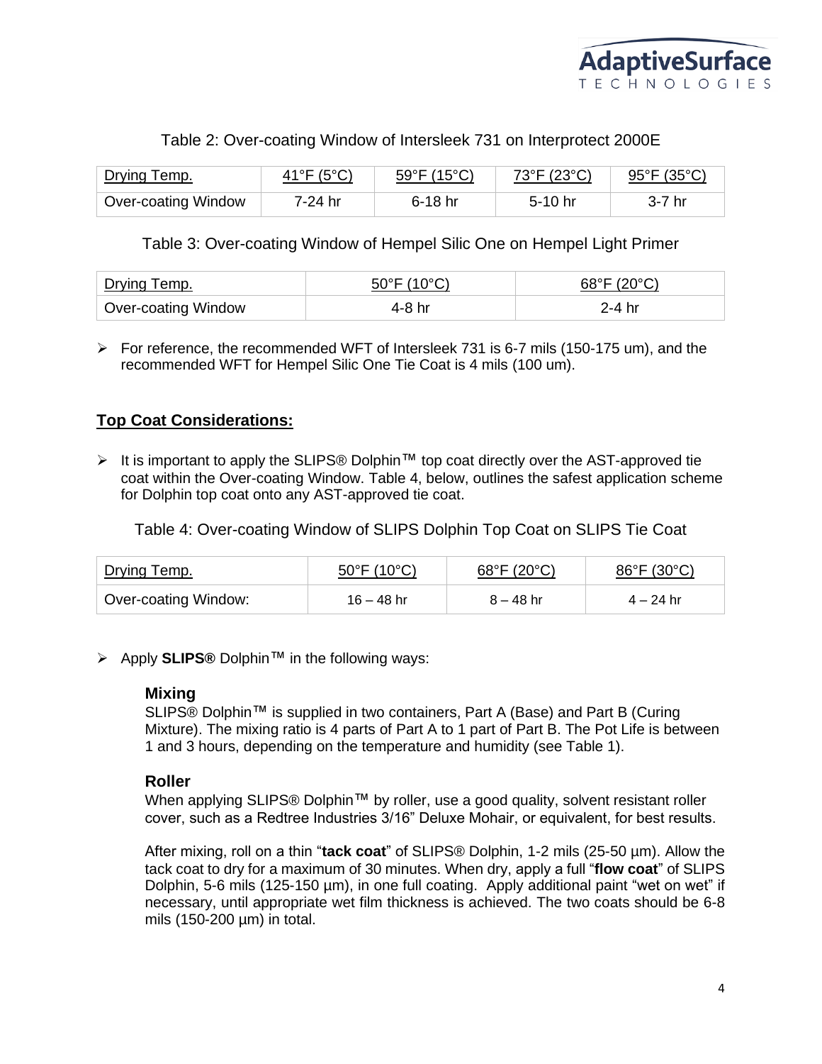Table 2: Over-coating Window of Intersleek 731 on Interprotect 2000E

| Drying Temp. | 41°F (5°C) | 59°F (15°C) | 73°F (23°C) | 95°F (35°C) |
|---|---|---|---|---|
| Over-coating Window | 7-24 hr | 6-18 hr | 5-10 hr | 3-7 hr |

Table 3: Over-coating Window of Hempel Silic One on Hempel Light Primer

| Drying Temp. | 50°F (10°C) | 68°F (20°C) |
|---|---|---|
| Over-coating Window | 4-8 hr | 2-4 hr |

- For reference, the recommended WFT of Intersleek 731 is 6-7 mils (150-175 um), and the recommended WFT for Hempel Silic One Tie Coat is 4 mils (100 um).

## Top Coat Considerations:

- It is important to apply the SLIPS® Dolphin™ top coat directly over the AST-approved tie coat within the Over-coating Window. Table 4, below, outlines the safest application scheme for Dolphin top coat onto any AST-approved tie coat.

Table 4: Over-coating Window of SLIPS Dolphin Top Coat on SLIPS Tie Coat

| Drying Temp. | 50°F (10°C) | 68°F (20°C) | 86°F (30°C) |
|---|---|---|---|
| Over-coating Window: | 16 – 48 hr | 8 – 48 hr | 4 – 24 hr |

- Apply **SLIPS®** Dolphin™ in the following ways:

### Mixing

SLIPS® Dolphin™ is supplied in two containers, Part A (Base) and Part B (Curing Mixture). The mixing ratio is 4 parts of Part A to 1 part of Part B. The Pot Life is between 1 and 3 hours, depending on the temperature and humidity (see Table 1).

### Roller

When applying SLIPS® Dolphin™ by roller, use a good quality, solvent resistant roller cover, such as a Redtree Industries 3/16" Deluxe Mohair, or equivalent, for best results.

After mixing, roll on a thin "**tack coat**" of SLIPS® Dolphin, 1-2 mils (25-50 µm). Allow the tack coat to dry for a maximum of 30 minutes. When dry, apply a full "**flow coat**" of SLIPS Dolphin, 5-6 mils (125-150 µm), in one full coating. Apply additional paint "wet on wet" if necessary, until appropriate wet film thickness is achieved. The two coats should be 6-8 mils (150-200 µm) in total.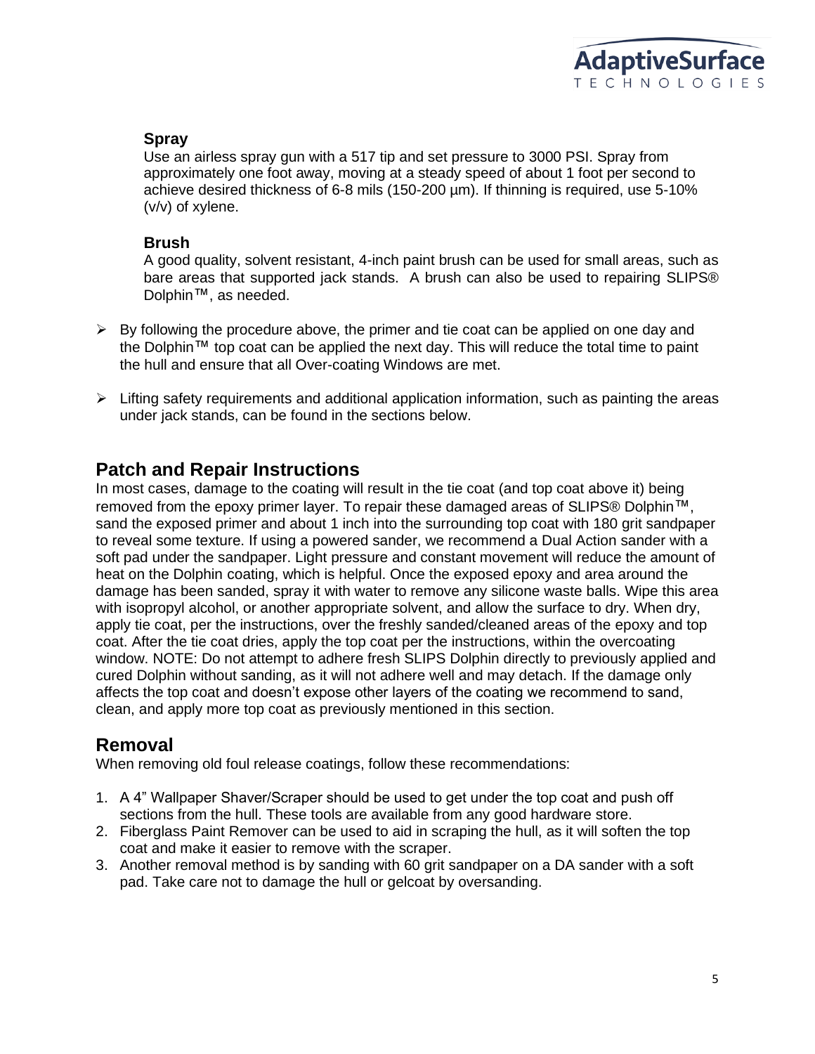### Spray

Use an airless spray gun with a 517 tip and set pressure to 3000 PSI. Spray from approximately one foot away, moving at a steady speed of about 1 foot per second to achieve desired thickness of 6-8 mils (150-200 µm). If thinning is required, use 5-10% (v/v) of xylene.

### Brush

A good quality, solvent resistant, 4-inch paint brush can be used for small areas, such as bare areas that supported jack stands. A brush can also be used to repairing SLIPS® Dolphin™, as needed.

- By following the procedure above, the primer and tie coat can be applied on one day and the Dolphin™ top coat can be applied the next day. This will reduce the total time to paint the hull and ensure that all Over-coating Windows are met.
- Lifting safety requirements and additional application information, such as painting the areas under jack stands, can be found in the sections below.

## Patch and Repair Instructions

In most cases, damage to the coating will result in the tie coat (and top coat above it) being removed from the epoxy primer layer. To repair these damaged areas of SLIPS® Dolphin™, sand the exposed primer and about 1 inch into the surrounding top coat with 180 grit sandpaper to reveal some texture. If using a powered sander, we recommend a Dual Action sander with a soft pad under the sandpaper. Light pressure and constant movement will reduce the amount of heat on the Dolphin coating, which is helpful. Once the exposed epoxy and area around the damage has been sanded, spray it with water to remove any silicone waste balls. Wipe this area with isopropyl alcohol, or another appropriate solvent, and allow the surface to dry. When dry, apply tie coat, per the instructions, over the freshly sanded/cleaned areas of the epoxy and top coat. After the tie coat dries, apply the top coat per the instructions, within the overcoating window. NOTE: Do not attempt to adhere fresh SLIPS Dolphin directly to previously applied and cured Dolphin without sanding, as it will not adhere well and may detach. If the damage only affects the top coat and doesn't expose other layers of the coating we recommend to sand, clean, and apply more top coat as previously mentioned in this section.

## Removal

When removing old foul release coatings, follow these recommendations:

1. A 4" Wallpaper Shaver/Scraper should be used to get under the top coat and push off sections from the hull. These tools are available from any good hardware store.
2. Fiberglass Paint Remover can be used to aid in scraping the hull, as it will soften the top coat and make it easier to remove with the scraper.
3. Another removal method is by sanding with 60 grit sandpaper on a DA sander with a soft pad. Take care not to damage the hull or gelcoat by oversanding.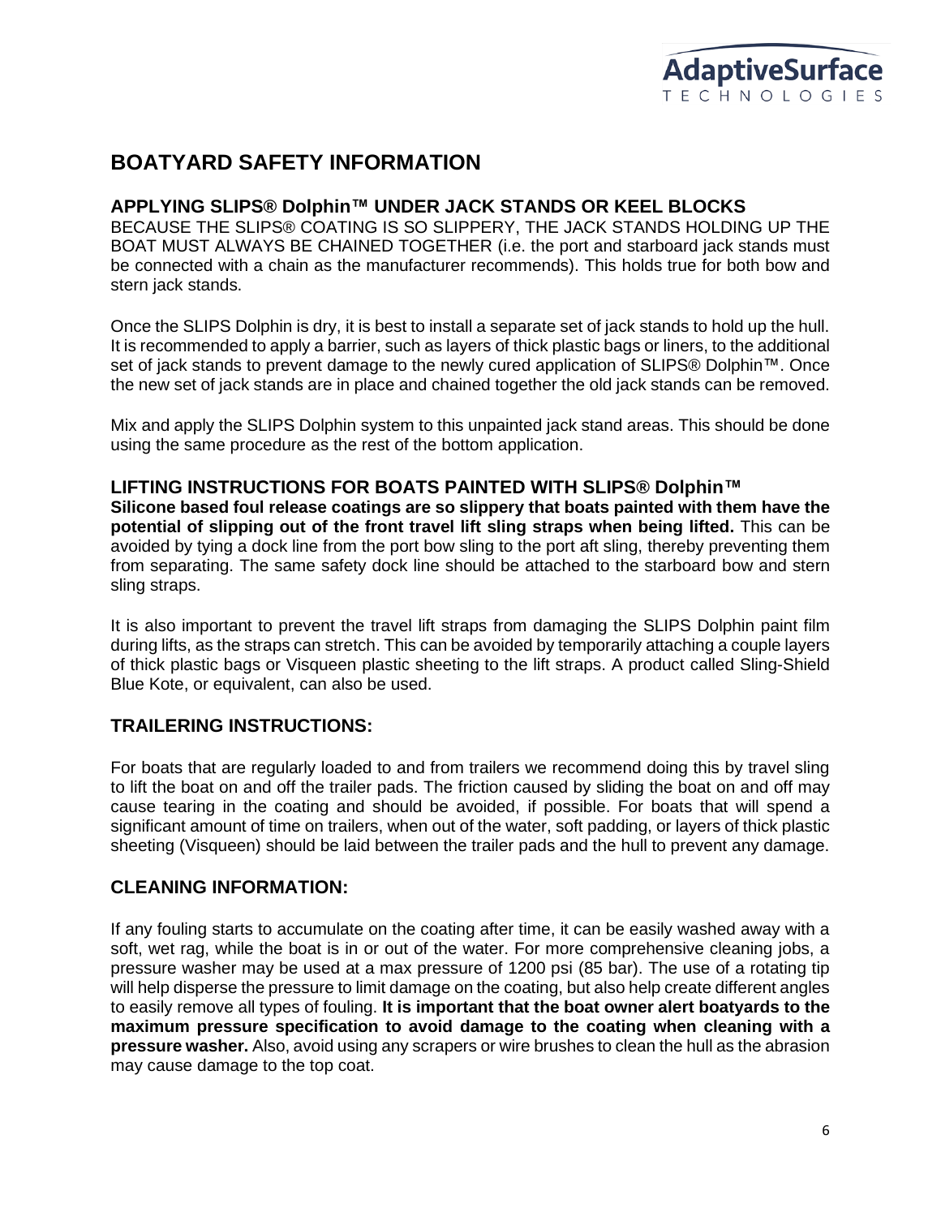# BOATYARD SAFETY INFORMATION

### APPLYING SLIPS® Dolphin™ UNDER JACK STANDS OR KEEL BLOCKS

BECAUSE THE SLIPS® COATING IS SO SLIPPERY, THE JACK STANDS HOLDING UP THE BOAT MUST ALWAYS BE CHAINED TOGETHER (i.e. the port and starboard jack stands must be connected with a chain as the manufacturer recommends). This holds true for both bow and stern jack stands.

Once the SLIPS Dolphin is dry, it is best to install a separate set of jack stands to hold up the hull. It is recommended to apply a barrier, such as layers of thick plastic bags or liners, to the additional set of jack stands to prevent damage to the newly cured application of SLIPS® Dolphin™. Once the new set of jack stands are in place and chained together the old jack stands can be removed.

Mix and apply the SLIPS Dolphin system to this unpainted jack stand areas. This should be done using the same procedure as the rest of the bottom application.

### LIFTING INSTRUCTIONS FOR BOATS PAINTED WITH SLIPS® Dolphin™

**Silicone based foul release coatings are so slippery that boats painted with them have the potential of slipping out of the front travel lift sling straps when being lifted.** This can be avoided by tying a dock line from the port bow sling to the port aft sling, thereby preventing them from separating. The same safety dock line should be attached to the starboard bow and stern sling straps.

It is also important to prevent the travel lift straps from damaging the SLIPS Dolphin paint film during lifts, as the straps can stretch. This can be avoided by temporarily attaching a couple layers of thick plastic bags or Visqueen plastic sheeting to the lift straps. A product called Sling-Shield Blue Kote, or equivalent, can also be used.

## TRAILERING INSTRUCTIONS:

For boats that are regularly loaded to and from trailers we recommend doing this by travel sling to lift the boat on and off the trailer pads. The friction caused by sliding the boat on and off may cause tearing in the coating and should be avoided, if possible. For boats that will spend a significant amount of time on trailers, when out of the water, soft padding, or layers of thick plastic sheeting (Visqueen) should be laid between the trailer pads and the hull to prevent any damage.

## CLEANING INFORMATION:

If any fouling starts to accumulate on the coating after time, it can be easily washed away with a soft, wet rag, while the boat is in or out of the water. For more comprehensive cleaning jobs, a pressure washer may be used at a max pressure of 1200 psi (85 bar). The use of a rotating tip will help disperse the pressure to limit damage on the coating, but also help create different angles to easily remove all types of fouling. **It is important that the boat owner alert boatyards to the maximum pressure specification to avoid damage to the coating when cleaning with a pressure washer.** Also, avoid using any scrapers or wire brushes to clean the hull as the abrasion may cause damage to the top coat.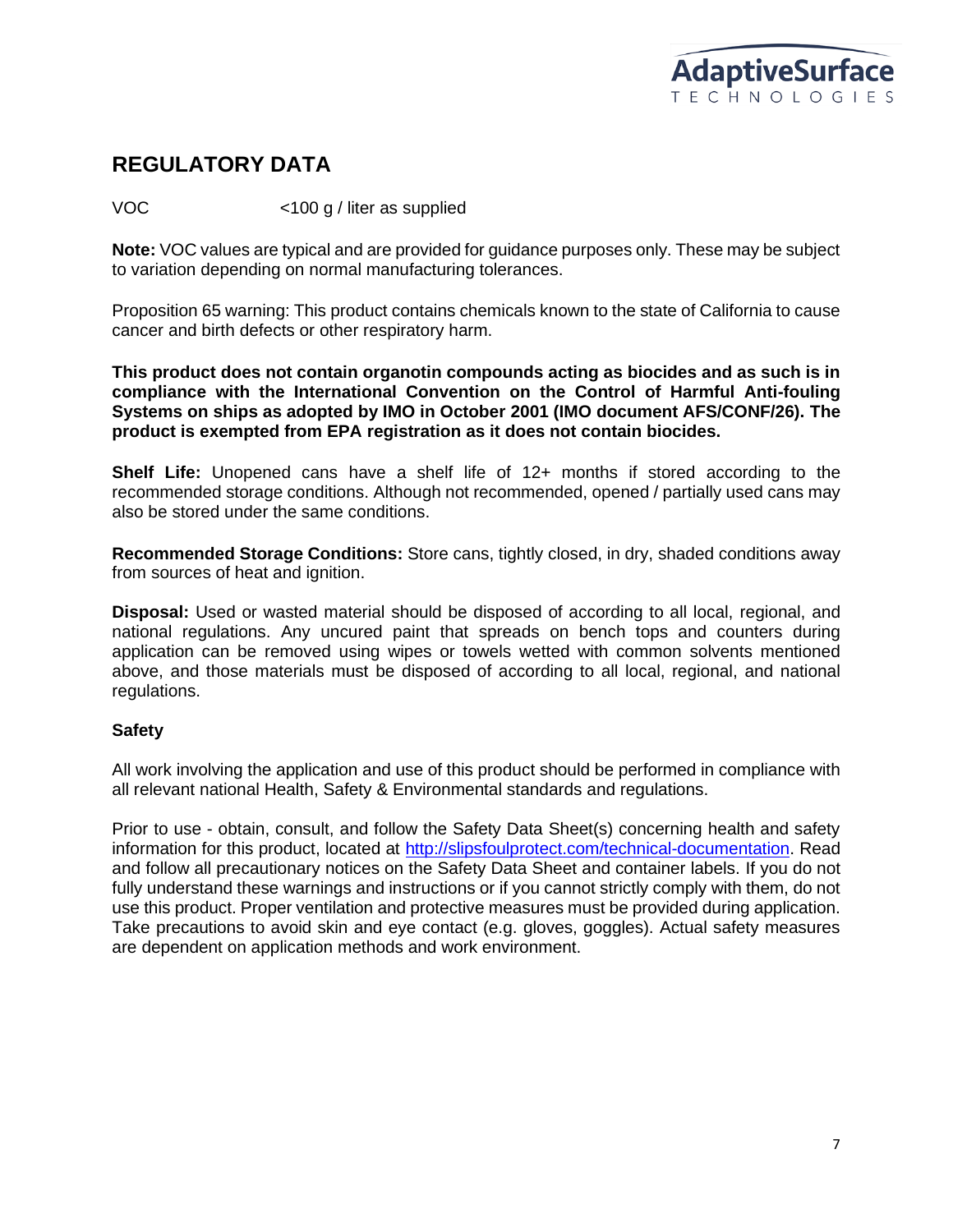## REGULATORY DATA

VOC <100 g / liter as supplied

**Note:** VOC values are typical and are provided for guidance purposes only. These may be subject to variation depending on normal manufacturing tolerances.

Proposition 65 warning: This product contains chemicals known to the state of California to cause cancer and birth defects or other respiratory harm.

**This product does not contain organotin compounds acting as biocides and as such is in compliance with the International Convention on the Control of Harmful Anti-fouling Systems on ships as adopted by IMO in October 2001 (IMO document AFS/CONF/26). The product is exempted from EPA registration as it does not contain biocides.**

**Shelf Life:** Unopened cans have a shelf life of 12+ months if stored according to the recommended storage conditions. Although not recommended, opened / partially used cans may also be stored under the same conditions.

**Recommended Storage Conditions:** Store cans, tightly closed, in dry, shaded conditions away from sources of heat and ignition.

**Disposal:** Used or wasted material should be disposed of according to all local, regional, and national regulations. Any uncured paint that spreads on bench tops and counters during application can be removed using wipes or towels wetted with common solvents mentioned above, and those materials must be disposed of according to all local, regional, and national regulations.

### Safety

All work involving the application and use of this product should be performed in compliance with all relevant national Health, Safety & Environmental standards and regulations.

Prior to use - obtain, consult, and follow the Safety Data Sheet(s) concerning health and safety information for this product, located at [http://slipsfoulprotect.com/technical-documentation](http://slipsfoulprotect.com/technical-documentation). Read and follow all precautionary notices on the Safety Data Sheet and container labels. If you do not fully understand these warnings and instructions or if you cannot strictly comply with them, do not use this product. Proper ventilation and protective measures must be provided during application. Take precautions to avoid skin and eye contact (e.g. gloves, goggles). Actual safety measures are dependent on application methods and work environment.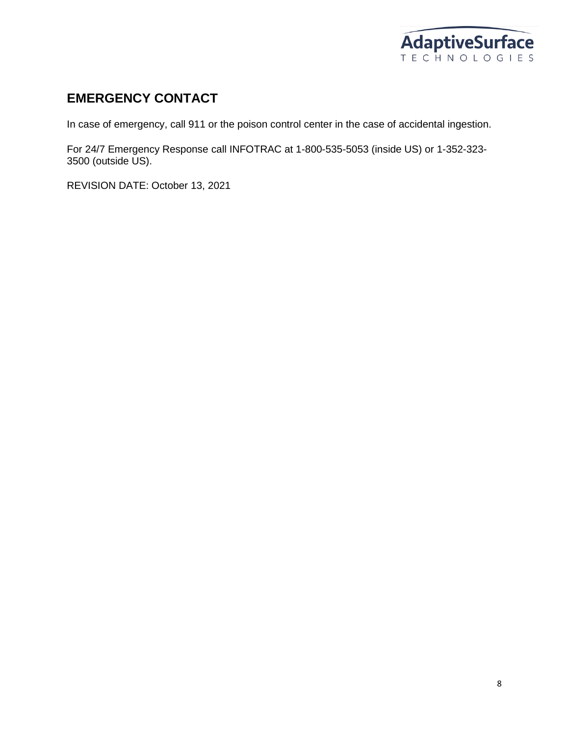## EMERGENCY CONTACT

In case of emergency, call 911 or the poison control center in the case of accidental ingestion.

For 24/7 Emergency Response call INFOTRAC at 1-800-535-5053 (inside US) or 1-352-323-3500 (outside US).

REVISION DATE: October 13, 2021